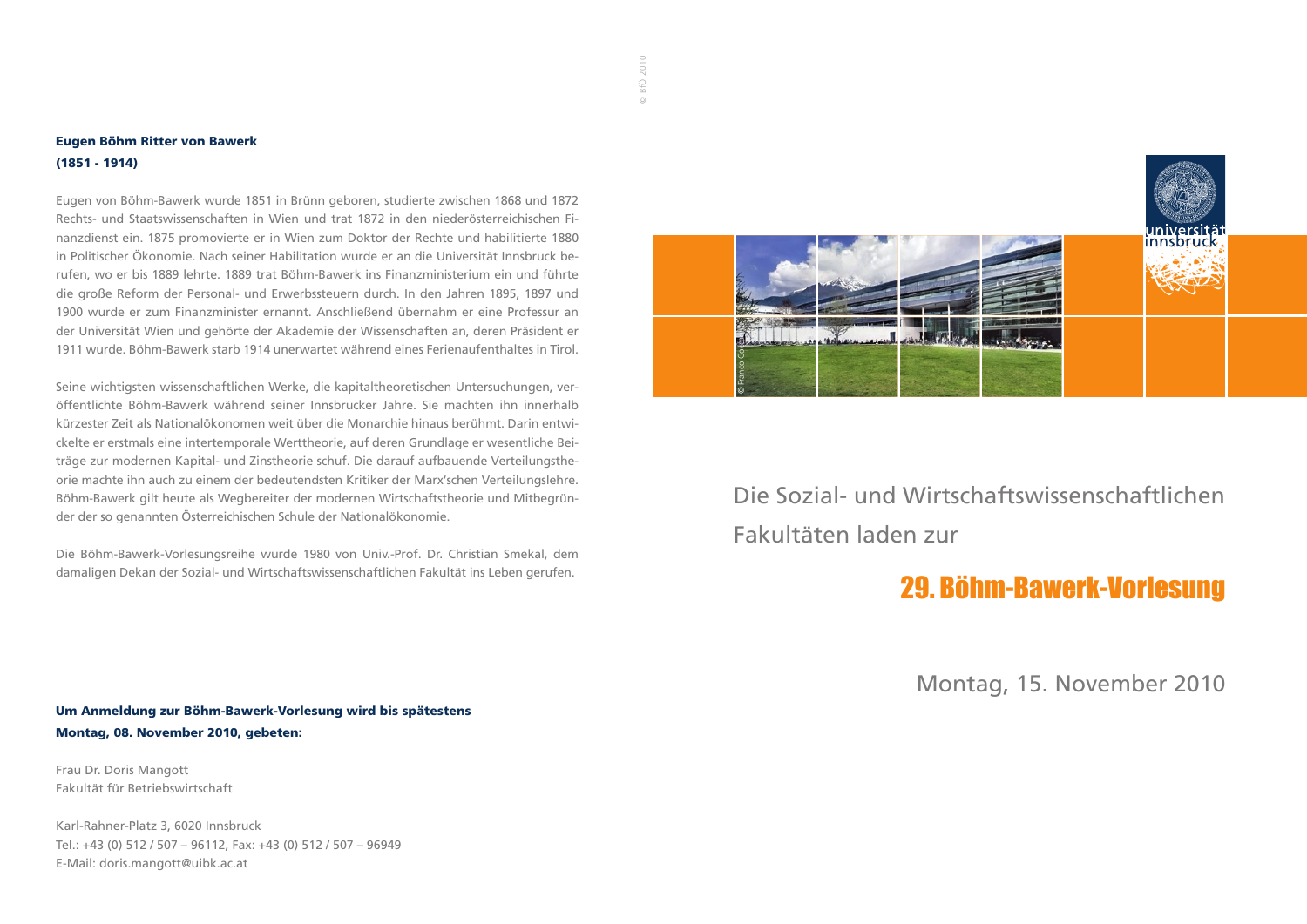## Eugen Böhm Ritter von Bawerk
## (1851 - 1914)

Eugen von Böhm-Bawerk wurde 1851 in Brünn geboren, studierte zwischen 1868 und 1872 Rechts- und Staatswissenschaften in Wien und trat 1872 in den niederösterreichischen Finanzdienst ein. 1875 promovierte er in Wien zum Doktor der Rechte und habilitierte 1880 in Politischer Ökonomie. Nach seiner Habilitation wurde er an die Universität Innsbruck berufen, wo er bis 1889 lehrte. 1889 trat Böhm-Bawerk ins Finanzministerium ein und führte die große Reform der Personal- und Erwerbssteuern durch. In den Jahren 1895, 1897 und 1900 wurde er zum Finanzminister ernannt. Anschließend übernahm er eine Professur an der Universität Wien und gehörte der Akademie der Wissenschaften an, deren Präsident er 1911 wurde. Böhm-Bawerk starb 1914 unerwartet während eines Ferienaufenthaltes in Tirol.

Seine wichtigsten wissenschaftlichen Werke, die kapitaltheoretischen Untersuchungen, veröffentlichte Böhm-Bawerk während seiner Innsbrucker Jahre. Sie machten ihn innerhalb kürzester Zeit als Nationalökonomen weit über die Monarchie hinaus berühmt. Darin entwickelte er erstmals eine intertemporale Werttheorie, auf deren Grundlage er wesentliche Beiträge zur modernen Kapital- und Zinstheorie schuf. Die darauf aufbauende Verteilungstheorie machte ihn auch zu einem der bedeutendsten Kritiker der Marx'schen Verteilungslehre. Böhm-Bawerk gilt heute als Wegbereiter der modernen Wirtschaftstheorie und Mitbegründer der so genannten Österreichischen Schule der Nationalökonomie.

Die Böhm-Bawerk-Vorlesungsreihe wurde 1980 von Univ.-Prof. Dr. Christian Smekal, dem damaligen Dekan der Sozial- und Wirtschaftswissenschaftlichen Fakultät ins Leben gerufen.

**Um Anmeldung zur Böhm-Bawerk-Vorlesung wird bis spätestens Montag, 08. November 2010, gebeten:**

Frau Dr. Doris Mangott
Fakultät für Betriebswirtschaft

Karl-Rahner-Platz 3, 6020 Innsbruck
Tel.: +43 (0) 512 / 507 – 96112, Fax: +43 (0) 512 / 507 – 96949
E-Mail: doris.mangott@uibk.ac.at

universität innsbruck

Die Sozial- und Wirtschaftswissenschaftlichen Fakultäten laden zur

# 29. Böhm-Bawerk-Vorlesung

Montag, 15. November 2010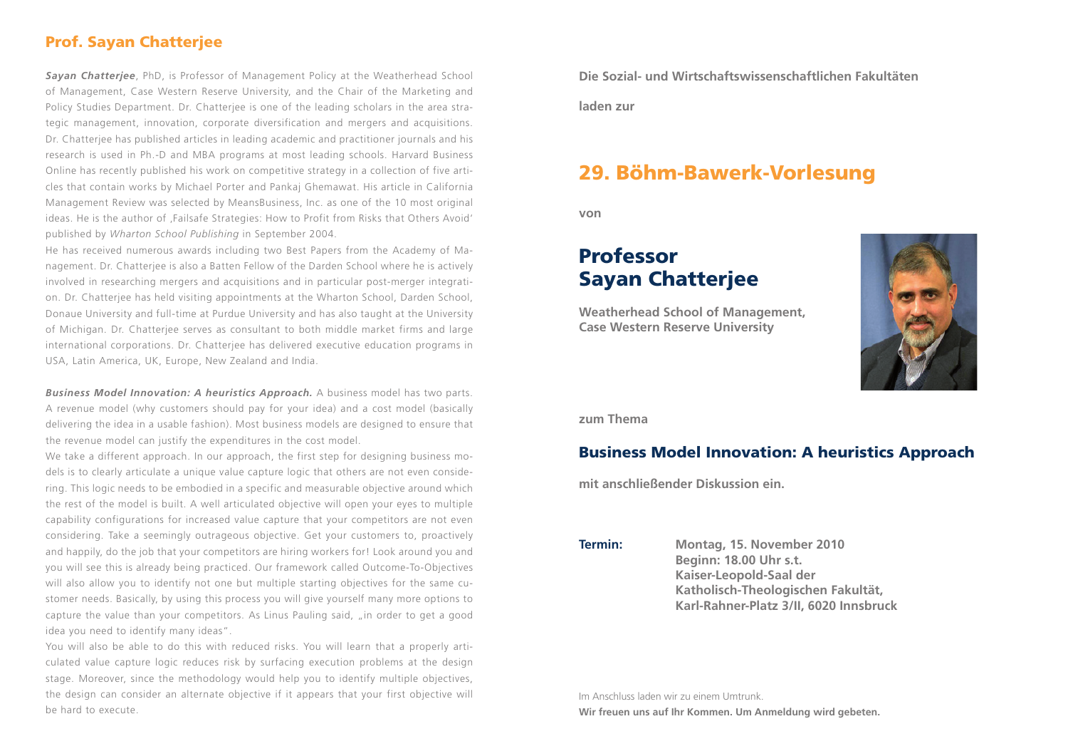## Prof. Sayan Chatterjee

***Sayan Chatterjee***, PhD, is Professor of Management Policy at the Weatherhead School of Management, Case Western Reserve University, and the Chair of the Marketing and Policy Studies Department. Dr. Chatterjee is one of the leading scholars in the area strategic management, innovation, corporate diversification and mergers and acquisitions. Dr. Chatterjee has published articles in leading academic and practitioner journals and his research is used in Ph.-D and MBA programs at most leading schools. Harvard Business Online has recently published his work on competitive strategy in a collection of five articles that contain works by Michael Porter and Pankaj Ghemawat. His article in California Management Review was selected by MeansBusiness, Inc. as one of the 10 most original ideas. He is the author of ‚Failsafe Strategies: How to Profit from Risks that Others Avoid' published by *Wharton School Publishing* in September 2004.

He has received numerous awards including two Best Papers from the Academy of Management. Dr. Chatterjee is also a Batten Fellow of the Darden School where he is actively involved in researching mergers and acquisitions and in particular post-merger integration. Dr. Chatterjee has held visiting appointments at the Wharton School, Darden School, Donaue University and full-time at Purdue University and has also taught at the University of Michigan. Dr. Chatterjee serves as consultant to both middle market firms and large international corporations. Dr. Chatterjee has delivered executive education programs in USA, Latin America, UK, Europe, New Zealand and India.

***Business Model Innovation: A heuristics Approach.*** A business model has two parts. A revenue model (why customers should pay for your idea) and a cost model (basically delivering the idea in a usable fashion). Most business models are designed to ensure that the revenue model can justify the expenditures in the cost model.

We take a different approach. In our approach, the first step for designing business models is to clearly articulate a unique value capture logic that others are not even considering. This logic needs to be embodied in a specific and measurable objective around which the rest of the model is built. A well articulated objective will open your eyes to multiple capability configurations for increased value capture that your competitors are not even considering. Take a seemingly outrageous objective. Get your customers to, proactively and happily, do the job that your competitors are hiring workers for! Look around you and you will see this is already being practiced. Our framework called Outcome-To-Objectives will also allow you to identify not one but multiple starting objectives for the same customer needs. Basically, by using this process you will give yourself many more options to capture the value than your competitors. As Linus Pauling said, „in order to get a good idea you need to identify many ideas".

You will also be able to do this with reduced risks. You will learn that a properly articulated value capture logic reduces risk by surfacing execution problems at the design stage. Moreover, since the methodology would help you to identify multiple objectives, the design can consider an alternate objective if it appears that your first objective will be hard to execute.

**Die Sozial- und Wirtschaftswissenschaftlichen Fakultäten**

**laden zur**

# 29. Böhm-Bawerk-Vorlesung

**von**

# Professor Sayan Chatterjee

**Weatherhead School of Management,**
**Case Western Reserve University**

**zum Thema**

### Business Model Innovation: A heuristics Approach

**mit anschließender Diskussion ein.**

**Termin:** **Montag, 15. November 2010**
**Beginn: 18.00 Uhr s.t.**
**Kaiser-Leopold-Saal der**
**Katholisch-Theologischen Fakultät,**
**Karl-Rahner-Platz 3/II, 6020 Innsbruck**

Im Anschluss laden wir zu einem Umtrunk.
**Wir freuen uns auf Ihr Kommen. Um Anmeldung wird gebeten.**